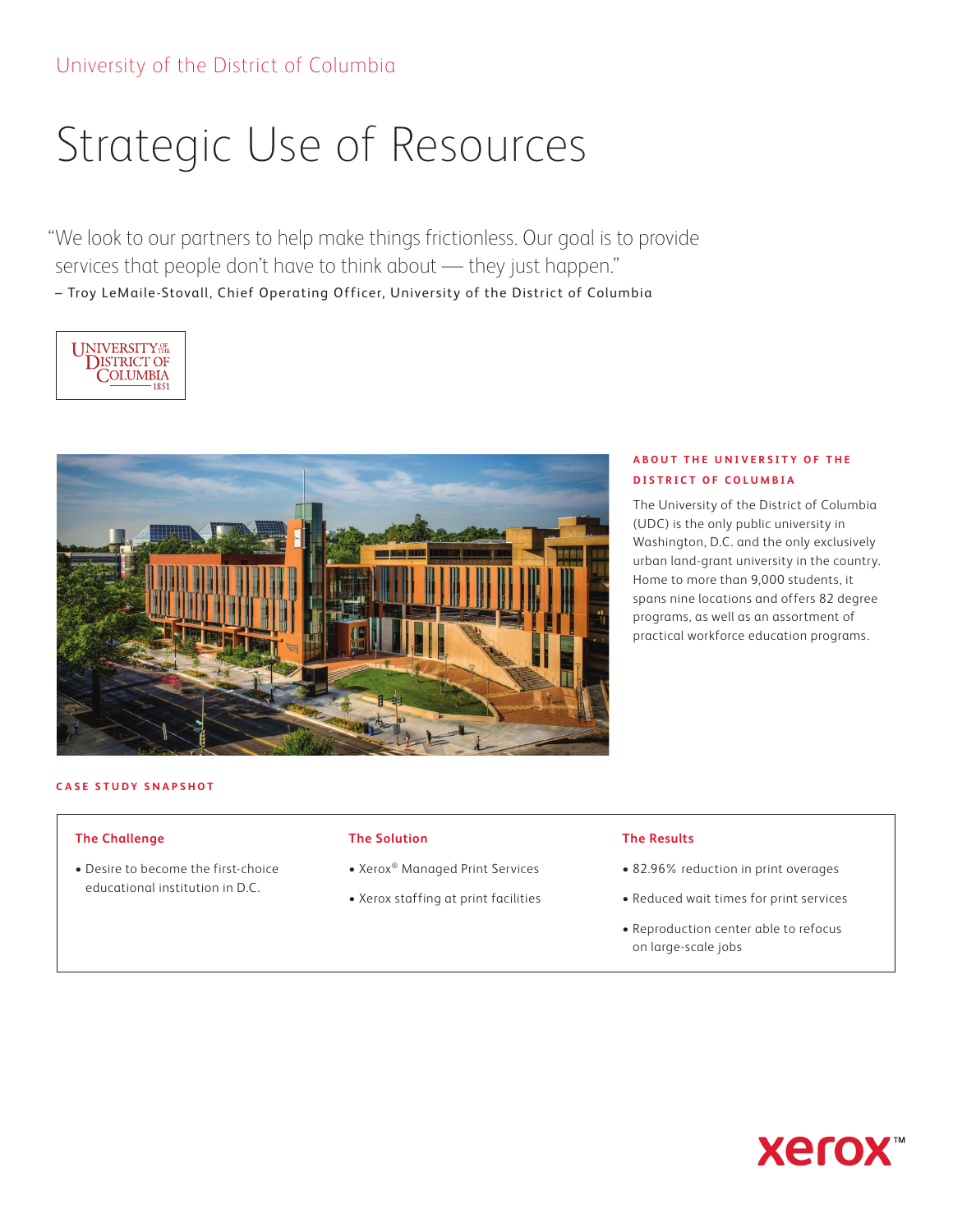University of the District of Columbia

# Strategic Use of Resources

"We look to our partners to help make things frictionless. Our goal is to provide services that people don't have to think about — they just happen."

– Troy LeMaile-Stovall, Chief Operating Officer, University of the District of Columbia

### ABOUT THE UNIVERSITY OF THE DISTRICT OF COLUMBIA

The University of the District of Columbia (UDC) is the only public university in Washington, D.C. and the only exclusively urban land-grant university in the country. Home to more than 9,000 students, it spans nine locations and offers 82 degree programs, as well as an assortment of practical workforce education programs.

### CASE STUDY SNAPSHOT

**The Challenge**

- Desire to become the first-choice educational institution in D.C.

**The Solution**

- Xerox® Managed Print Services
- Xerox staffing at print facilities

**The Results**

- 82.96% reduction in print overages
- Reduced wait times for print services
- Reproduction center able to refocus on large-scale jobs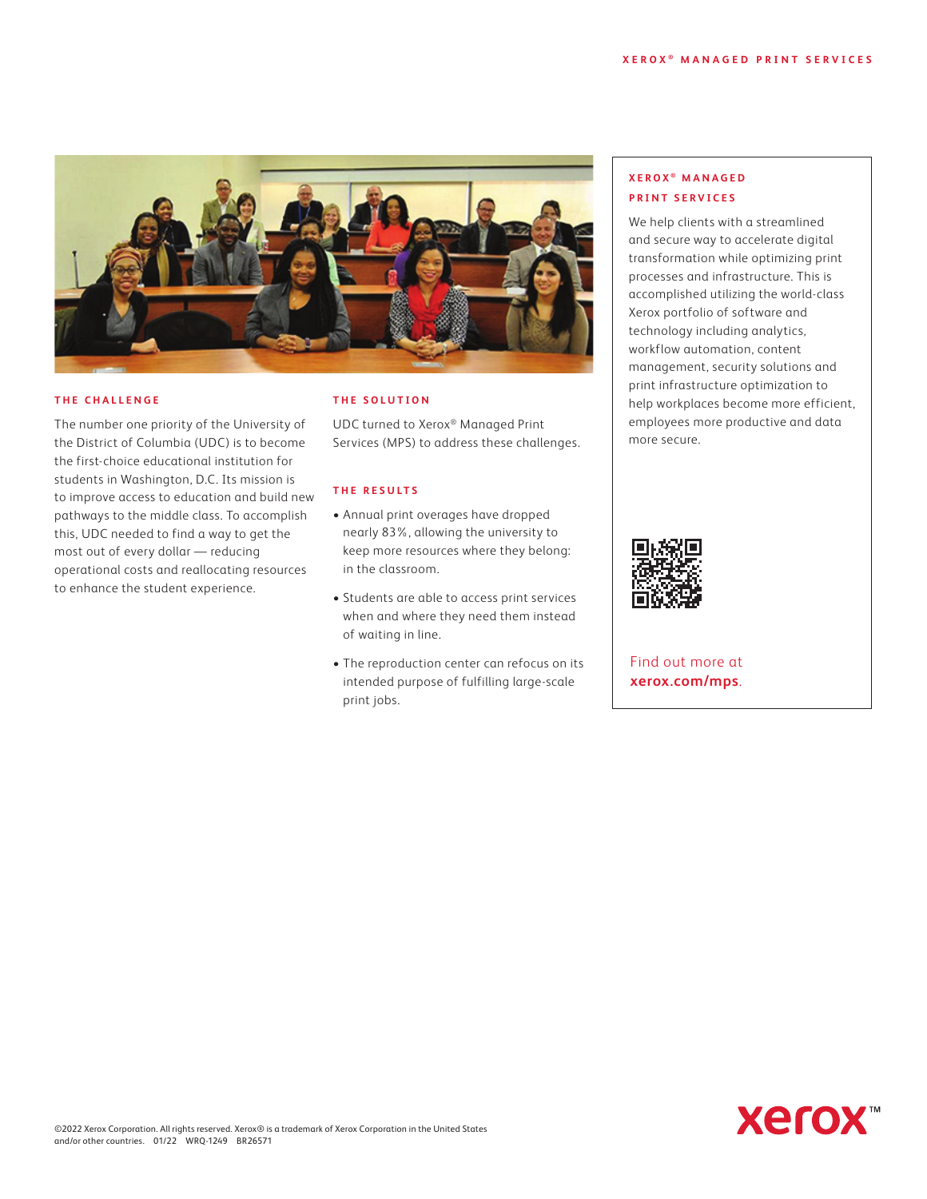## THE CHALLENGE

The number one priority of the University of the District of Columbia (UDC) is to become the first-choice educational institution for students in Washington, D.C. Its mission is to improve access to education and build new pathways to the middle class. To accomplish this, UDC needed to find a way to get the most out of every dollar — reducing operational costs and reallocating resources to enhance the student experience.

## THE SOLUTION

UDC turned to Xerox® Managed Print Services (MPS) to address these challenges.

## THE RESULTS

- Annual print overages have dropped nearly 83%, allowing the university to keep more resources where they belong: in the classroom.
- Students are able to access print services when and where they need them instead of waiting in line.
- The reproduction center can refocus on its intended purpose of fulfilling large-scale print jobs.

## XEROX® MANAGED PRINT SERVICES

We help clients with a streamlined and secure way to accelerate digital transformation while optimizing print processes and infrastructure. This is accomplished utilizing the world-class Xerox portfolio of software and technology including analytics, workflow automation, content management, security solutions and print infrastructure optimization to help workplaces become more efficient, employees more productive and data more secure.

Find out more at **xerox.com/mps**.

©2022 Xerox Corporation. All rights reserved. Xerox® is a trademark of Xerox Corporation in the United States and/or other countries. 01/22 WRQ-1249 BR26571